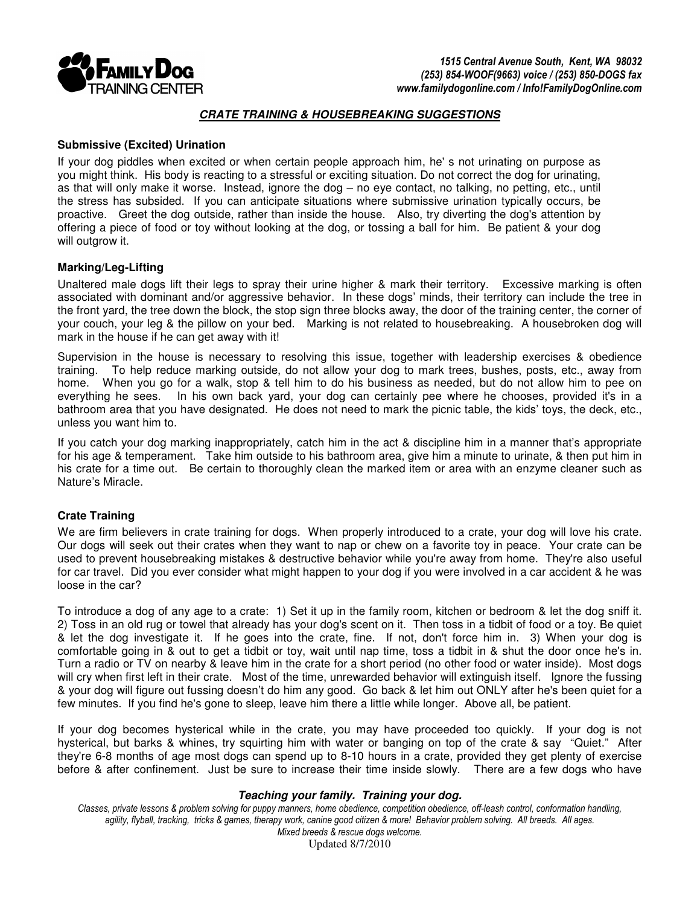**FAMILY DOG TRAINING CENTER**

*1515 Central Avenue South, Kent, WA 98032*
*(253) 854-WOOF(9663) voice / (253) 850-DOGS fax*
*www.familydogonline.com / Info!FamilyDogOnline.com*

## ***CRATE TRAINING & HOUSEBREAKING SUGGESTIONS***

### Submissive (Excited) Urination

If your dog piddles when excited or when certain people approach him, he' s not urinating on purpose as you might think. His body is reacting to a stressful or exciting situation. Do not correct the dog for urinating, as that will only make it worse. Instead, ignore the dog – no eye contact, no talking, no petting, etc., until the stress has subsided. If you can anticipate situations where submissive urination typically occurs, be proactive. Greet the dog outside, rather than inside the house. Also, try diverting the dog's attention by offering a piece of food or toy without looking at the dog, or tossing a ball for him. Be patient & your dog will outgrow it.

### Marking/Leg-Lifting

Unaltered male dogs lift their legs to spray their urine higher & mark their territory. Excessive marking is often associated with dominant and/or aggressive behavior. In these dogs' minds, their territory can include the tree in the front yard, the tree down the block, the stop sign three blocks away, the door of the training center, the corner of your couch, your leg & the pillow on your bed. Marking is not related to housebreaking. A housebroken dog will mark in the house if he can get away with it!

Supervision in the house is necessary to resolving this issue, together with leadership exercises & obedience training. To help reduce marking outside, do not allow your dog to mark trees, bushes, posts, etc., away from home. When you go for a walk, stop & tell him to do his business as needed, but do not allow him to pee on everything he sees. In his own back yard, your dog can certainly pee where he chooses, provided it's in a bathroom area that you have designated. He does not need to mark the picnic table, the kids' toys, the deck, etc., unless you want him to.

If you catch your dog marking inappropriately, catch him in the act & discipline him in a manner that's appropriate for his age & temperament. Take him outside to his bathroom area, give him a minute to urinate, & then put him in his crate for a time out. Be certain to thoroughly clean the marked item or area with an enzyme cleaner such as Nature's Miracle.

### Crate Training

We are firm believers in crate training for dogs. When properly introduced to a crate, your dog will love his crate. Our dogs will seek out their crates when they want to nap or chew on a favorite toy in peace. Your crate can be used to prevent housebreaking mistakes & destructive behavior while you're away from home. They're also useful for car travel. Did you ever consider what might happen to your dog if you were involved in a car accident & he was loose in the car?

To introduce a dog of any age to a crate: 1) Set it up in the family room, kitchen or bedroom & let the dog sniff it. 2) Toss in an old rug or towel that already has your dog's scent on it. Then toss in a tidbit of food or a toy. Be quiet & let the dog investigate it. If he goes into the crate, fine. If not, don't force him in. 3) When your dog is comfortable going in & out to get a tidbit or toy, wait until nap time, toss a tidbit in & shut the door once he's in. Turn a radio or TV on nearby & leave him in the crate for a short period (no other food or water inside). Most dogs will cry when first left in their crate. Most of the time, unrewarded behavior will extinguish itself. Ignore the fussing & your dog will figure out fussing doesn't do him any good. Go back & let him out ONLY after he's been quiet for a few minutes. If you find he's gone to sleep, leave him there a little while longer. Above all, be patient.

If your dog becomes hysterical while in the crate, you may have proceeded too quickly. If your dog is not hysterical, but barks & whines, try squirting him with water or banging on top of the crate & say "Quiet." After they're 6-8 months of age most dogs can spend up to 8-10 hours in a crate, provided they get plenty of exercise before & after confinement. Just be sure to increase their time inside slowly. There are a few dogs who have

***Teaching your family. Training your dog.***

*Classes, private lessons & problem solving for puppy manners, home obedience, competition obedience, off-leash control, conformation handling, agility, flyball, tracking, tricks & games, therapy work, canine good citizen & more! Behavior problem solving. All breeds. All ages. Mixed breeds & rescue dogs welcome.*

Updated 8/7/2010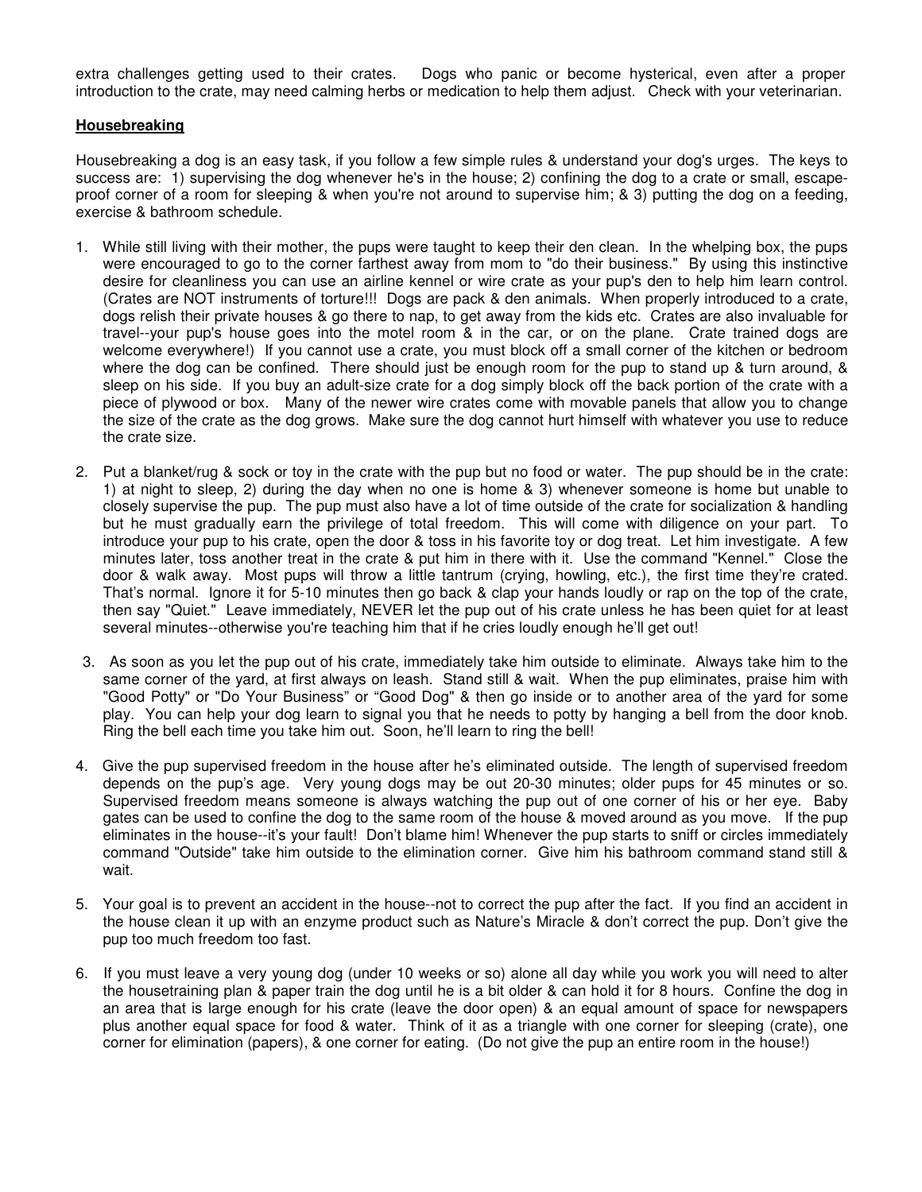extra challenges getting used to their crates. Dogs who panic or become hysterical, even after a proper introduction to the crate, may need calming herbs or medication to help them adjust. Check with your veterinarian.

**Housebreaking**

Housebreaking a dog is an easy task, if you follow a few simple rules & understand your dog's urges. The keys to success are: 1) supervising the dog whenever he's in the house; 2) confining the dog to a crate or small, escape-proof corner of a room for sleeping & when you're not around to supervise him; & 3) putting the dog on a feeding, exercise & bathroom schedule.

1. While still living with their mother, the pups were taught to keep their den clean. In the whelping box, the pups were encouraged to go to the corner farthest away from mom to "do their business." By using this instinctive desire for cleanliness you can use an airline kennel or wire crate as your pup's den to help him learn control. (Crates are NOT instruments of torture!!! Dogs are pack & den animals. When properly introduced to a crate, dogs relish their private houses & go there to nap, to get away from the kids etc. Crates are also invaluable for travel--your pup's house goes into the motel room & in the car, or on the plane. Crate trained dogs are welcome everywhere!) If you cannot use a crate, you must block off a small corner of the kitchen or bedroom where the dog can be confined. There should just be enough room for the pup to stand up & turn around, & sleep on his side. If you buy an adult-size crate for a dog simply block off the back portion of the crate with a piece of plywood or box. Many of the newer wire crates come with movable panels that allow you to change the size of the crate as the dog grows. Make sure the dog cannot hurt himself with whatever you use to reduce the crate size.

2. Put a blanket/rug & sock or toy in the crate with the pup but no food or water. The pup should be in the crate: 1) at night to sleep, 2) during the day when no one is home & 3) whenever someone is home but unable to closely supervise the pup. The pup must also have a lot of time outside of the crate for socialization & handling but he must gradually earn the privilege of total freedom. This will come with diligence on your part. To introduce your pup to his crate, open the door & toss in his favorite toy or dog treat. Let him investigate. A few minutes later, toss another treat in the crate & put him in there with it. Use the command "Kennel." Close the door & walk away. Most pups will throw a little tantrum (crying, howling, etc.), the first time they're crated. That's normal. Ignore it for 5-10 minutes then go back & clap your hands loudly or rap on the top of the crate, then say "Quiet." Leave immediately, NEVER let the pup out of his crate unless he has been quiet for at least several minutes--otherwise you're teaching him that if he cries loudly enough he'll get out!

3. As soon as you let the pup out of his crate, immediately take him outside to eliminate. Always take him to the same corner of the yard, at first always on leash. Stand still & wait. When the pup eliminates, praise him with "Good Potty" or "Do Your Business" or "Good Dog" & then go inside or to another area of the yard for some play. You can help your dog learn to signal you that he needs to potty by hanging a bell from the door knob. Ring the bell each time you take him out. Soon, he'll learn to ring the bell!

4. Give the pup supervised freedom in the house after he's eliminated outside. The length of supervised freedom depends on the pup's age. Very young dogs may be out 20-30 minutes; older pups for 45 minutes or so. Supervised freedom means someone is always watching the pup out of one corner of his or her eye. Baby gates can be used to confine the dog to the same room of the house & moved around as you move. If the pup eliminates in the house--it's your fault! Don't blame him! Whenever the pup starts to sniff or circles immediately command "Outside" take him outside to the elimination corner. Give him his bathroom command stand still & wait.

5. Your goal is to prevent an accident in the house--not to correct the pup after the fact. If you find an accident in the house clean it up with an enzyme product such as Nature's Miracle & don't correct the pup. Don't give the pup too much freedom too fast.

6. If you must leave a very young dog (under 10 weeks or so) alone all day while you work you will need to alter the housetraining plan & paper train the dog until he is a bit older & can hold it for 8 hours. Confine the dog in an area that is large enough for his crate (leave the door open) & an equal amount of space for newspapers plus another equal space for food & water. Think of it as a triangle with one corner for sleeping (crate), one corner for elimination (papers), & one corner for eating. (Do not give the pup an entire room in the house!)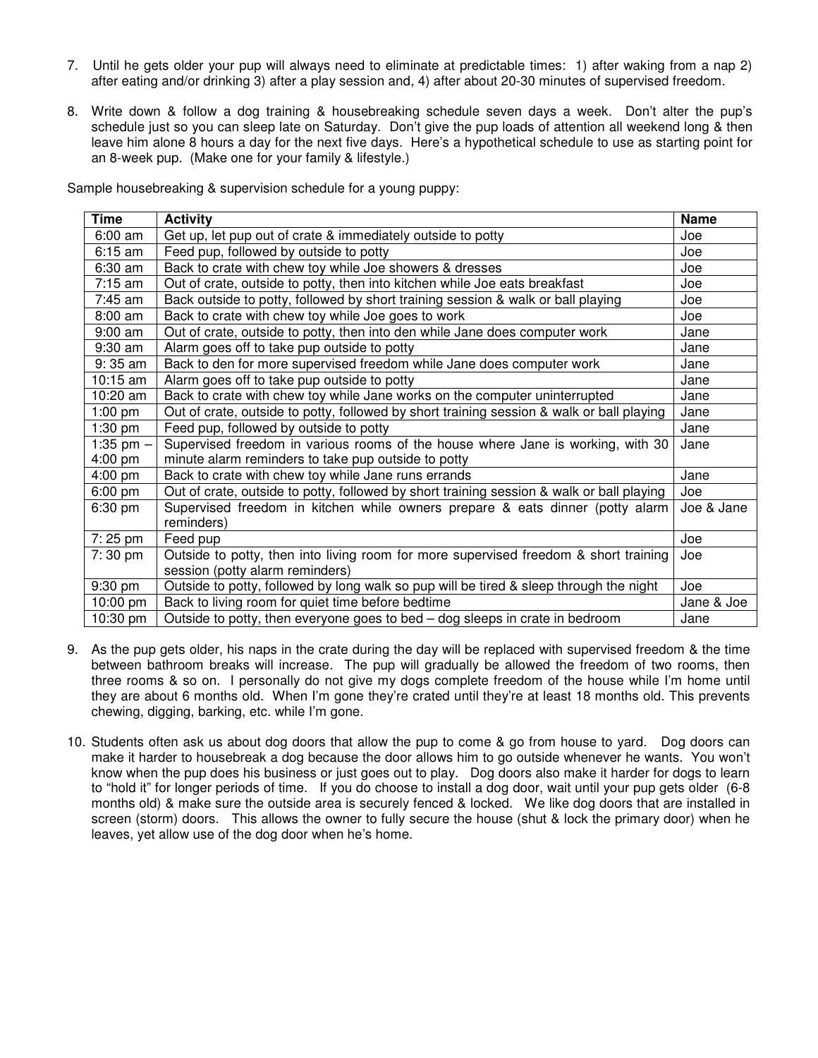7. Until he gets older your pup will always need to eliminate at predictable times: 1) after waking from a nap 2) after eating and/or drinking 3) after a play session and, 4) after about 20-30 minutes of supervised freedom.

8. Write down & follow a dog training & housebreaking schedule seven days a week. Don't alter the pup's schedule just so you can sleep late on Saturday. Don't give the pup loads of attention all weekend long & then leave him alone 8 hours a day for the next five days. Here's a hypothetical schedule to use as starting point for an 8-week pup. (Make one for your family & lifestyle.)

Sample housebreaking & supervision schedule for a young puppy:

| Time | Activity | Name |
|---|---|---|
| 6:00 am | Get up, let pup out of crate & immediately outside to potty | Joe |
| 6:15 am | Feed pup, followed by outside to potty | Joe |
| 6:30 am | Back to crate with chew toy while Joe showers & dresses | Joe |
| 7:15 am | Out of crate, outside to potty, then into kitchen while Joe eats breakfast | Joe |
| 7:45 am | Back outside to potty, followed by short training session & walk or ball playing | Joe |
| 8:00 am | Back to crate with chew toy while Joe goes to work | Joe |
| 9:00 am | Out of crate, outside to potty, then into den while Jane does computer work | Jane |
| 9:30 am | Alarm goes off to take pup outside to potty | Jane |
| 9: 35 am | Back to den for more supervised freedom while Jane does computer work | Jane |
| 10:15 am | Alarm goes off to take pup outside to potty | Jane |
| 10:20 am | Back to crate with chew toy while Jane works on the computer uninterrupted | Jane |
| 1:00 pm | Out of crate, outside to potty, followed by short training session & walk or ball playing | Jane |
| 1:30 pm | Feed pup, followed by outside to potty | Jane |
| 1:35 pm – 4:00 pm | Supervised freedom in various rooms of the house where Jane is working, with 30 minute alarm reminders to take pup outside to potty | Jane |
| 4:00 pm | Back to crate with chew toy while Jane runs errands | Jane |
| 6:00 pm | Out of crate, outside to potty, followed by short training session & walk or ball playing | Joe |
| 6:30 pm | Supervised freedom in kitchen while owners prepare & eats dinner (potty alarm reminders) | Joe & Jane |
| 7: 25 pm | Feed pup | Joe |
| 7: 30 pm | Outside to potty, then into living room for more supervised freedom & short training session (potty alarm reminders) | Joe |
| 9:30 pm | Outside to potty, followed by long walk so pup will be tired & sleep through the night | Joe |
| 10:00 pm | Back to living room for quiet time before bedtime | Jane & Joe |
| 10:30 pm | Outside to potty, then everyone goes to bed – dog sleeps in crate in bedroom | Jane |

9. As the pup gets older, his naps in the crate during the day will be replaced with supervised freedom & the time between bathroom breaks will increase. The pup will gradually be allowed the freedom of two rooms, then three rooms & so on. I personally do not give my dogs complete freedom of the house while I'm home until they are about 6 months old. When I'm gone they're crated until they're at least 18 months old. This prevents chewing, digging, barking, etc. while I'm gone.

10. Students often ask us about dog doors that allow the pup to come & go from house to yard. Dog doors can make it harder to housebreak a dog because the door allows him to go outside whenever he wants. You won't know when the pup does his business or just goes out to play. Dog doors also make it harder for dogs to learn to "hold it" for longer periods of time. If you do choose to install a dog door, wait until your pup gets older (6-8 months old) & make sure the outside area is securely fenced & locked. We like dog doors that are installed in screen (storm) doors. This allows the owner to fully secure the house (shut & lock the primary door) when he leaves, yet allow use of the dog door when he's home.